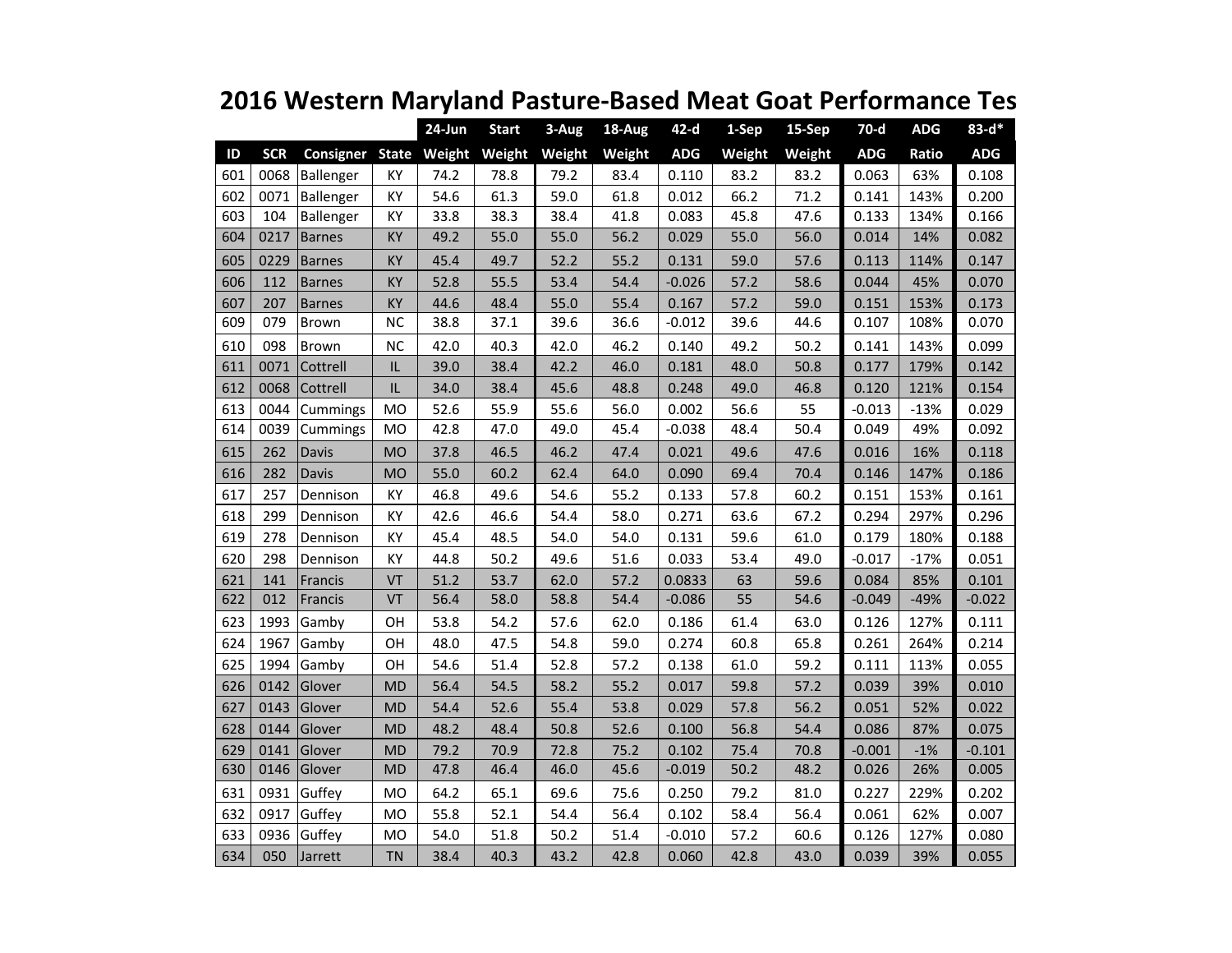# 2016 Western Maryland Pasture-Based Meat Goat Performance Tes

| | | | | 24-Jun | Start | 3-Aug | 18-Aug | 42-d | 1-Sep | 15-Sep | 70-d | ADG | 83-d* |
|---|---|---|---|---|---|---|---|---|---|---|---|---|---|
| ID | SCR | Consigner | State | Weight | Weight | Weight | Weight | ADG | Weight | Weight | ADG | Ratio | ADG |
| 601 | 0068 | Ballenger | KY | 74.2 | 78.8 | 79.2 | 83.4 | 0.110 | 83.2 | 83.2 | 0.063 | 63% | 0.108 |
| 602 | 0071 | Ballenger | KY | 54.6 | 61.3 | 59.0 | 61.8 | 0.012 | 66.2 | 71.2 | 0.141 | 143% | 0.200 |
| 603 | 104 | Ballenger | KY | 33.8 | 38.3 | 38.4 | 41.8 | 0.083 | 45.8 | 47.6 | 0.133 | 134% | 0.166 |
| 604 | 0217 | Barnes | KY | 49.2 | 55.0 | 55.0 | 56.2 | 0.029 | 55.0 | 56.0 | 0.014 | 14% | 0.082 |
| 605 | 0229 | Barnes | KY | 45.4 | 49.7 | 52.2 | 55.2 | 0.131 | 59.0 | 57.6 | 0.113 | 114% | 0.147 |
| 606 | 112 | Barnes | KY | 52.8 | 55.5 | 53.4 | 54.4 | -0.026 | 57.2 | 58.6 | 0.044 | 45% | 0.070 |
| 607 | 207 | Barnes | KY | 44.6 | 48.4 | 55.0 | 55.4 | 0.167 | 57.2 | 59.0 | 0.151 | 153% | 0.173 |
| 609 | 079 | Brown | NC | 38.8 | 37.1 | 39.6 | 36.6 | -0.012 | 39.6 | 44.6 | 0.107 | 108% | 0.070 |
| 610 | 098 | Brown | NC | 42.0 | 40.3 | 42.0 | 46.2 | 0.140 | 49.2 | 50.2 | 0.141 | 143% | 0.099 |
| 611 | 0071 | Cottrell | IL | 39.0 | 38.4 | 42.2 | 46.0 | 0.181 | 48.0 | 50.8 | 0.177 | 179% | 0.142 |
| 612 | 0068 | Cottrell | IL | 34.0 | 38.4 | 45.6 | 48.8 | 0.248 | 49.0 | 46.8 | 0.120 | 121% | 0.154 |
| 613 | 0044 | Cummings | MO | 52.6 | 55.9 | 55.6 | 56.0 | 0.002 | 56.6 | 55 | -0.013 | -13% | 0.029 |
| 614 | 0039 | Cummings | MO | 42.8 | 47.0 | 49.0 | 45.4 | -0.038 | 48.4 | 50.4 | 0.049 | 49% | 0.092 |
| 615 | 262 | Davis | MO | 37.8 | 46.5 | 46.2 | 47.4 | 0.021 | 49.6 | 47.6 | 0.016 | 16% | 0.118 |
| 616 | 282 | Davis | MO | 55.0 | 60.2 | 62.4 | 64.0 | 0.090 | 69.4 | 70.4 | 0.146 | 147% | 0.186 |
| 617 | 257 | Dennison | KY | 46.8 | 49.6 | 54.6 | 55.2 | 0.133 | 57.8 | 60.2 | 0.151 | 153% | 0.161 |
| 618 | 299 | Dennison | KY | 42.6 | 46.6 | 54.4 | 58.0 | 0.271 | 63.6 | 67.2 | 0.294 | 297% | 0.296 |
| 619 | 278 | Dennison | KY | 45.4 | 48.5 | 54.0 | 54.0 | 0.131 | 59.6 | 61.0 | 0.179 | 180% | 0.188 |
| 620 | 298 | Dennison | KY | 44.8 | 50.2 | 49.6 | 51.6 | 0.033 | 53.4 | 49.0 | -0.017 | -17% | 0.051 |
| 621 | 141 | Francis | VT | 51.2 | 53.7 | 62.0 | 57.2 | 0.0833 | 63 | 59.6 | 0.084 | 85% | 0.101 |
| 622 | 012 | Francis | VT | 56.4 | 58.0 | 58.8 | 54.4 | -0.086 | 55 | 54.6 | -0.049 | -49% | -0.022 |
| 623 | 1993 | Gamby | OH | 53.8 | 54.2 | 57.6 | 62.0 | 0.186 | 61.4 | 63.0 | 0.126 | 127% | 0.111 |
| 624 | 1967 | Gamby | OH | 48.0 | 47.5 | 54.8 | 59.0 | 0.274 | 60.8 | 65.8 | 0.261 | 264% | 0.214 |
| 625 | 1994 | Gamby | OH | 54.6 | 51.4 | 52.8 | 57.2 | 0.138 | 61.0 | 59.2 | 0.111 | 113% | 0.055 |
| 626 | 0142 | Glover | MD | 56.4 | 54.5 | 58.2 | 55.2 | 0.017 | 59.8 | 57.2 | 0.039 | 39% | 0.010 |
| 627 | 0143 | Glover | MD | 54.4 | 52.6 | 55.4 | 53.8 | 0.029 | 57.8 | 56.2 | 0.051 | 52% | 0.022 |
| 628 | 0144 | Glover | MD | 48.2 | 48.4 | 50.8 | 52.6 | 0.100 | 56.8 | 54.4 | 0.086 | 87% | 0.075 |
| 629 | 0141 | Glover | MD | 79.2 | 70.9 | 72.8 | 75.2 | 0.102 | 75.4 | 70.8 | -0.001 | -1% | -0.101 |
| 630 | 0146 | Glover | MD | 47.8 | 46.4 | 46.0 | 45.6 | -0.019 | 50.2 | 48.2 | 0.026 | 26% | 0.005 |
| 631 | 0931 | Guffey | MO | 64.2 | 65.1 | 69.6 | 75.6 | 0.250 | 79.2 | 81.0 | 0.227 | 229% | 0.202 |
| 632 | 0917 | Guffey | MO | 55.8 | 52.1 | 54.4 | 56.4 | 0.102 | 58.4 | 56.4 | 0.061 | 62% | 0.007 |
| 633 | 0936 | Guffey | MO | 54.0 | 51.8 | 50.2 | 51.4 | -0.010 | 57.2 | 60.6 | 0.126 | 127% | 0.080 |
| 634 | 050 | Jarrett | TN | 38.4 | 40.3 | 43.2 | 42.8 | 0.060 | 42.8 | 43.0 | 0.039 | 39% | 0.055 |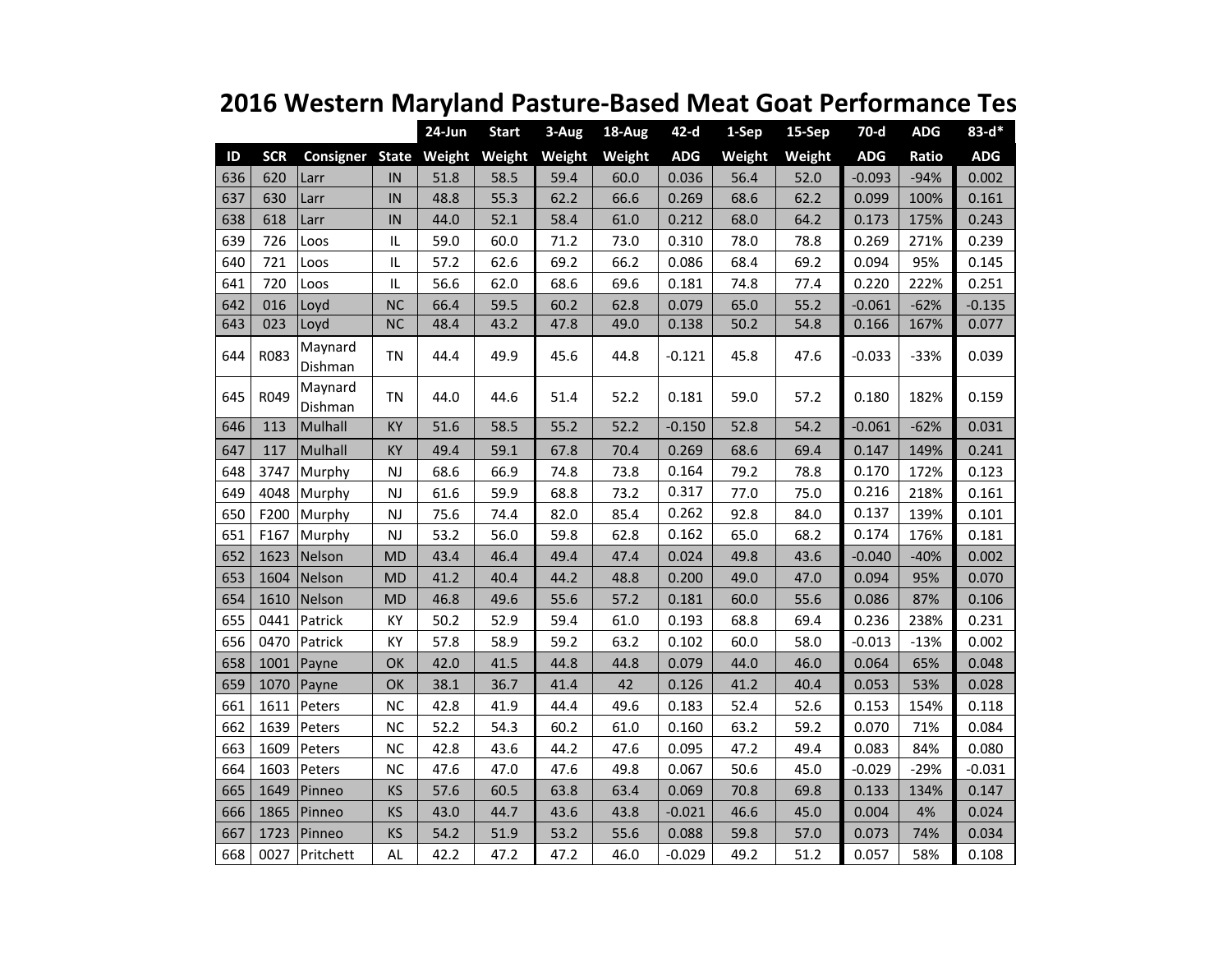# 2016 Western Maryland Pasture-Based Meat Goat Performance Tes

| | | | | 24-Jun | Start | 3-Aug | 18-Aug | 42-d | 1-Sep | 15-Sep | 70-d | ADG | 83-d* |
|---|---|---|---|---|---|---|---|---|---|---|---|---|---|
| ID | SCR | Consigner | State | Weight | Weight | Weight | Weight | ADG | Weight | Weight | ADG | Ratio | ADG |
| 636 | 620 | Larr | IN | 51.8 | 58.5 | 59.4 | 60.0 | 0.036 | 56.4 | 52.0 | -0.093 | -94% | 0.002 |
| 637 | 630 | Larr | IN | 48.8 | 55.3 | 62.2 | 66.6 | 0.269 | 68.6 | 62.2 | 0.099 | 100% | 0.161 |
| 638 | 618 | Larr | IN | 44.0 | 52.1 | 58.4 | 61.0 | 0.212 | 68.0 | 64.2 | 0.173 | 175% | 0.243 |
| 639 | 726 | Loos | IL | 59.0 | 60.0 | 71.2 | 73.0 | 0.310 | 78.0 | 78.8 | 0.269 | 271% | 0.239 |
| 640 | 721 | Loos | IL | 57.2 | 62.6 | 69.2 | 66.2 | 0.086 | 68.4 | 69.2 | 0.094 | 95% | 0.145 |
| 641 | 720 | Loos | IL | 56.6 | 62.0 | 68.6 | 69.6 | 0.181 | 74.8 | 77.4 | 0.220 | 222% | 0.251 |
| 642 | 016 | Loyd | NC | 66.4 | 59.5 | 60.2 | 62.8 | 0.079 | 65.0 | 55.2 | -0.061 | -62% | -0.135 |
| 643 | 023 | Loyd | NC | 48.4 | 43.2 | 47.8 | 49.0 | 0.138 | 50.2 | 54.8 | 0.166 | 167% | 0.077 |
| 644 | R083 | Maynard Dishman | TN | 44.4 | 49.9 | 45.6 | 44.8 | -0.121 | 45.8 | 47.6 | -0.033 | -33% | 0.039 |
| 645 | R049 | Maynard Dishman | TN | 44.0 | 44.6 | 51.4 | 52.2 | 0.181 | 59.0 | 57.2 | 0.180 | 182% | 0.159 |
| 646 | 113 | Mulhall | KY | 51.6 | 58.5 | 55.2 | 52.2 | -0.150 | 52.8 | 54.2 | -0.061 | -62% | 0.031 |
| 647 | 117 | Mulhall | KY | 49.4 | 59.1 | 67.8 | 70.4 | 0.269 | 68.6 | 69.4 | 0.147 | 149% | 0.241 |
| 648 | 3747 | Murphy | NJ | 68.6 | 66.9 | 74.8 | 73.8 | 0.164 | 79.2 | 78.8 | 0.170 | 172% | 0.123 |
| 649 | 4048 | Murphy | NJ | 61.6 | 59.9 | 68.8 | 73.2 | 0.317 | 77.0 | 75.0 | 0.216 | 218% | 0.161 |
| 650 | F200 | Murphy | NJ | 75.6 | 74.4 | 82.0 | 85.4 | 0.262 | 92.8 | 84.0 | 0.137 | 139% | 0.101 |
| 651 | F167 | Murphy | NJ | 53.2 | 56.0 | 59.8 | 62.8 | 0.162 | 65.0 | 68.2 | 0.174 | 176% | 0.181 |
| 652 | 1623 | Nelson | MD | 43.4 | 46.4 | 49.4 | 47.4 | 0.024 | 49.8 | 43.6 | -0.040 | -40% | 0.002 |
| 653 | 1604 | Nelson | MD | 41.2 | 40.4 | 44.2 | 48.8 | 0.200 | 49.0 | 47.0 | 0.094 | 95% | 0.070 |
| 654 | 1610 | Nelson | MD | 46.8 | 49.6 | 55.6 | 57.2 | 0.181 | 60.0 | 55.6 | 0.086 | 87% | 0.106 |
| 655 | 0441 | Patrick | KY | 50.2 | 52.9 | 59.4 | 61.0 | 0.193 | 68.8 | 69.4 | 0.236 | 238% | 0.231 |
| 656 | 0470 | Patrick | KY | 57.8 | 58.9 | 59.2 | 63.2 | 0.102 | 60.0 | 58.0 | -0.013 | -13% | 0.002 |
| 658 | 1001 | Payne | OK | 42.0 | 41.5 | 44.8 | 44.8 | 0.079 | 44.0 | 46.0 | 0.064 | 65% | 0.048 |
| 659 | 1070 | Payne | OK | 38.1 | 36.7 | 41.4 | 42 | 0.126 | 41.2 | 40.4 | 0.053 | 53% | 0.028 |
| 661 | 1611 | Peters | NC | 42.8 | 41.9 | 44.4 | 49.6 | 0.183 | 52.4 | 52.6 | 0.153 | 154% | 0.118 |
| 662 | 1639 | Peters | NC | 52.2 | 54.3 | 60.2 | 61.0 | 0.160 | 63.2 | 59.2 | 0.070 | 71% | 0.084 |
| 663 | 1609 | Peters | NC | 42.8 | 43.6 | 44.2 | 47.6 | 0.095 | 47.2 | 49.4 | 0.083 | 84% | 0.080 |
| 664 | 1603 | Peters | NC | 47.6 | 47.0 | 47.6 | 49.8 | 0.067 | 50.6 | 45.0 | -0.029 | -29% | -0.031 |
| 665 | 1649 | Pinneo | KS | 57.6 | 60.5 | 63.8 | 63.4 | 0.069 | 70.8 | 69.8 | 0.133 | 134% | 0.147 |
| 666 | 1865 | Pinneo | KS | 43.0 | 44.7 | 43.6 | 43.8 | -0.021 | 46.6 | 45.0 | 0.004 | 4% | 0.024 |
| 667 | 1723 | Pinneo | KS | 54.2 | 51.9 | 53.2 | 55.6 | 0.088 | 59.8 | 57.0 | 0.073 | 74% | 0.034 |
| 668 | 0027 | Pritchett | AL | 42.2 | 47.2 | 47.2 | 46.0 | -0.029 | 49.2 | 51.2 | 0.057 | 58% | 0.108 |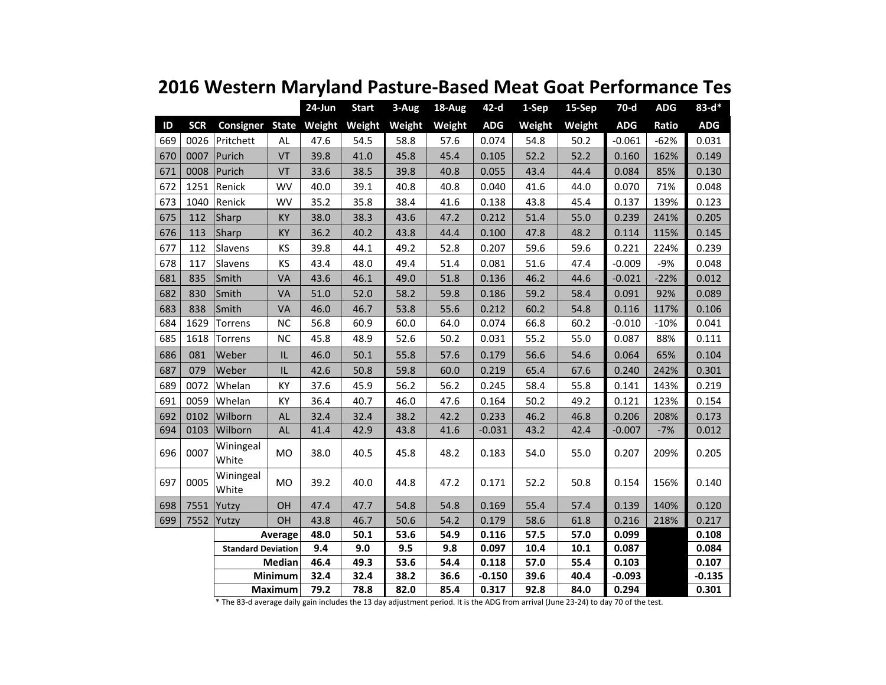# 2016 Western Maryland Pasture-Based Meat Goat Performance Tes

| | | | | 24-Jun | Start | 3-Aug | 18-Aug | 42-d | 1-Sep | 15-Sep | 70-d | ADG | 83-d* |
|---|---|---|---|---|---|---|---|---|---|---|---|---|---|
| ID | SCR | Consigner | State | Weight | Weight | Weight | Weight | ADG | Weight | Weight | ADG | Ratio | ADG |
| 669 | 0026 | Pritchett | AL | 47.6 | 54.5 | 58.8 | 57.6 | 0.074 | 54.8 | 50.2 | -0.061 | -62% | 0.031 |
| 670 | 0007 | Purich | VT | 39.8 | 41.0 | 45.8 | 45.4 | 0.105 | 52.2 | 52.2 | 0.160 | 162% | 0.149 |
| 671 | 0008 | Purich | VT | 33.6 | 38.5 | 39.8 | 40.8 | 0.055 | 43.4 | 44.4 | 0.084 | 85% | 0.130 |
| 672 | 1251 | Renick | WV | 40.0 | 39.1 | 40.8 | 40.8 | 0.040 | 41.6 | 44.0 | 0.070 | 71% | 0.048 |
| 673 | 1040 | Renick | WV | 35.2 | 35.8 | 38.4 | 41.6 | 0.138 | 43.8 | 45.4 | 0.137 | 139% | 0.123 |
| 675 | 112 | Sharp | KY | 38.0 | 38.3 | 43.6 | 47.2 | 0.212 | 51.4 | 55.0 | 0.239 | 241% | 0.205 |
| 676 | 113 | Sharp | KY | 36.2 | 40.2 | 43.8 | 44.4 | 0.100 | 47.8 | 48.2 | 0.114 | 115% | 0.145 |
| 677 | 112 | Slavens | KS | 39.8 | 44.1 | 49.2 | 52.8 | 0.207 | 59.6 | 59.6 | 0.221 | 224% | 0.239 |
| 678 | 117 | Slavens | KS | 43.4 | 48.0 | 49.4 | 51.4 | 0.081 | 51.6 | 47.4 | -0.009 | -9% | 0.048 |
| 681 | 835 | Smith | VA | 43.6 | 46.1 | 49.0 | 51.8 | 0.136 | 46.2 | 44.6 | -0.021 | -22% | 0.012 |
| 682 | 830 | Smith | VA | 51.0 | 52.0 | 58.2 | 59.8 | 0.186 | 59.2 | 58.4 | 0.091 | 92% | 0.089 |
| 683 | 838 | Smith | VA | 46.0 | 46.7 | 53.8 | 55.6 | 0.212 | 60.2 | 54.8 | 0.116 | 117% | 0.106 |
| 684 | 1629 | Torrens | NC | 56.8 | 60.9 | 60.0 | 64.0 | 0.074 | 66.8 | 60.2 | -0.010 | -10% | 0.041 |
| 685 | 1618 | Torrens | NC | 45.8 | 48.9 | 52.6 | 50.2 | 0.031 | 55.2 | 55.0 | 0.087 | 88% | 0.111 |
| 686 | 081 | Weber | IL | 46.0 | 50.1 | 55.8 | 57.6 | 0.179 | 56.6 | 54.6 | 0.064 | 65% | 0.104 |
| 687 | 079 | Weber | IL | 42.6 | 50.8 | 59.8 | 60.0 | 0.219 | 65.4 | 67.6 | 0.240 | 242% | 0.301 |
| 689 | 0072 | Whelan | KY | 37.6 | 45.9 | 56.2 | 56.2 | 0.245 | 58.4 | 55.8 | 0.141 | 143% | 0.219 |
| 691 | 0059 | Whelan | KY | 36.4 | 40.7 | 46.0 | 47.6 | 0.164 | 50.2 | 49.2 | 0.121 | 123% | 0.154 |
| 692 | 0102 | Wilborn | AL | 32.4 | 32.4 | 38.2 | 42.2 | 0.233 | 46.2 | 46.8 | 0.206 | 208% | 0.173 |
| 694 | 0103 | Wilborn | AL | 41.4 | 42.9 | 43.8 | 41.6 | -0.031 | 43.2 | 42.4 | -0.007 | -7% | 0.012 |
| 696 | 0007 | Winingeal White | MO | 38.0 | 40.5 | 45.8 | 48.2 | 0.183 | 54.0 | 55.0 | 0.207 | 209% | 0.205 |
| 697 | 0005 | Winingeal White | MO | 39.2 | 40.0 | 44.8 | 47.2 | 0.171 | 52.2 | 50.8 | 0.154 | 156% | 0.140 |
| 698 | 7551 | Yutzy | OH | 47.4 | 47.7 | 54.8 | 54.8 | 0.169 | 55.4 | 57.4 | 0.139 | 140% | 0.120 |
| 699 | 7552 | Yutzy | OH | 43.8 | 46.7 | 50.6 | 54.2 | 0.179 | 58.6 | 61.8 | 0.216 | 218% | 0.217 |
| | | **Average** | | **48.0** | **50.1** | **53.6** | **54.9** | **0.116** | **57.5** | **57.0** | **0.099** | | **0.108** |
| | | **Standard Deviation** | | **9.4** | **9.0** | **9.5** | **9.8** | **0.097** | **10.4** | **10.1** | **0.087** | | **0.084** |
| | | **Median** | | **46.4** | **49.3** | **53.6** | **54.4** | **0.118** | **57.0** | **55.4** | **0.103** | | **0.107** |
| | | **Minimum** | | **32.4** | **32.4** | **38.2** | **36.6** | **-0.150** | **39.6** | **40.4** | **-0.093** | | **-0.135** |
| | | **Maximum** | | **79.2** | **78.8** | **82.0** | **85.4** | **0.317** | **92.8** | **84.0** | **0.294** | | **0.301** |

* The 83-d average daily gain includes the 13 day adjustment period. It is the ADG from arrival (June 23-24) to day 70 of the test.